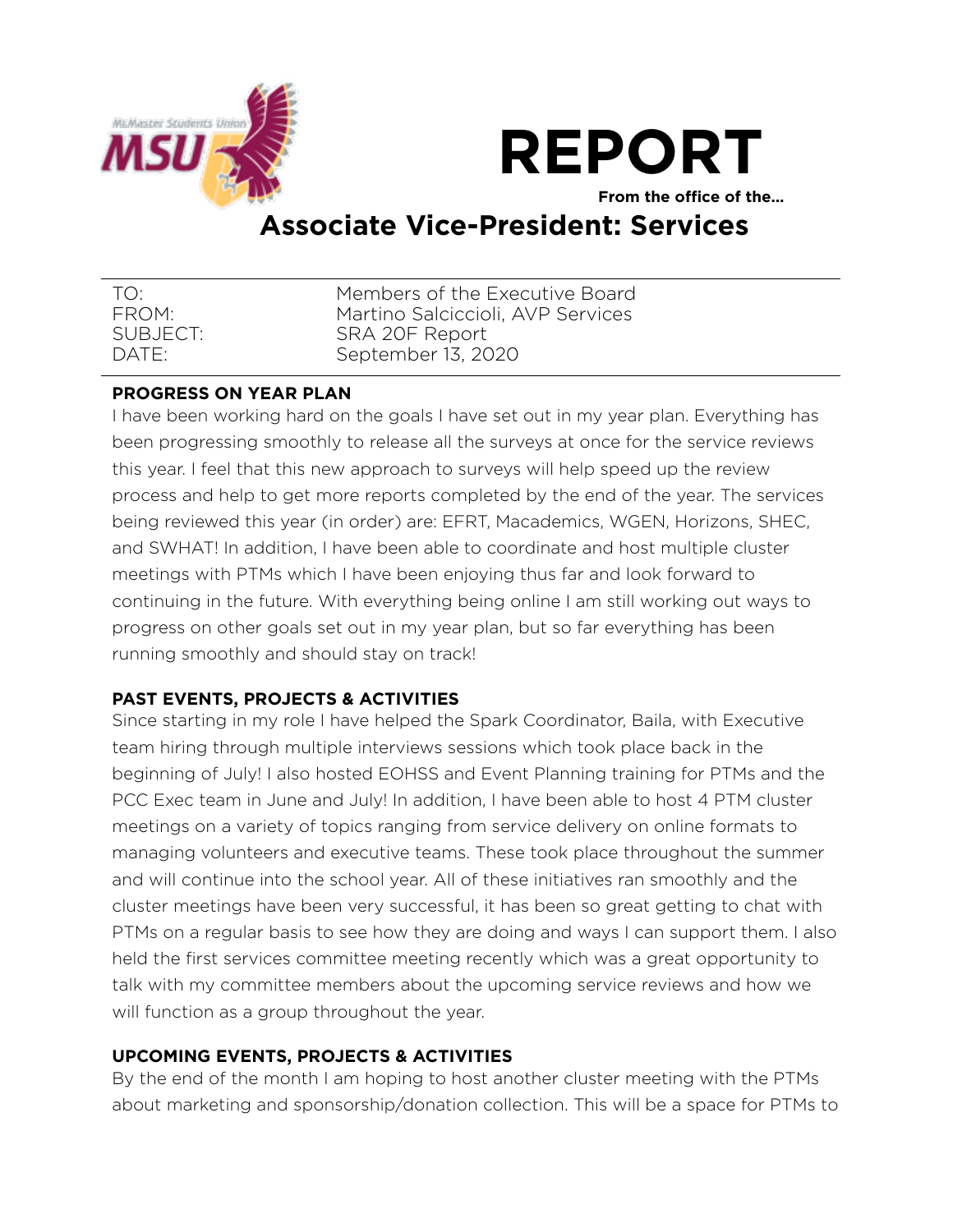# REPORT

**From the office of the…**

## Associate Vice-President: Services

| | |
|---|---|
| TO: | Members of the Executive Board |
| FROM: | Martino Salciccioli, AVP Services |
| SUBJECT: | SRA 20F Report |
| DATE: | September 13, 2020 |

**PROGRESS ON YEAR PLAN**

I have been working hard on the goals I have set out in my year plan. Everything has been progressing smoothly to release all the surveys at once for the service reviews this year. I feel that this new approach to surveys will help speed up the review process and help to get more reports completed by the end of the year. The services being reviewed this year (in order) are: EFRT, Macademics, WGEN, Horizons, SHEC, and SWHAT! In addition, I have been able to coordinate and host multiple cluster meetings with PTMs which I have been enjoying thus far and look forward to continuing in the future. With everything being online I am still working out ways to progress on other goals set out in my year plan, but so far everything has been running smoothly and should stay on track!

**PAST EVENTS, PROJECTS & ACTIVITIES**

Since starting in my role I have helped the Spark Coordinator, Baila, with Executive team hiring through multiple interviews sessions which took place back in the beginning of July! I also hosted EOHSS and Event Planning training for PTMs and the PCC Exec team in June and July! In addition, I have been able to host 4 PTM cluster meetings on a variety of topics ranging from service delivery on online formats to managing volunteers and executive teams. These took place throughout the summer and will continue into the school year. All of these initiatives ran smoothly and the cluster meetings have been very successful, it has been so great getting to chat with PTMs on a regular basis to see how they are doing and ways I can support them. I also held the first services committee meeting recently which was a great opportunity to talk with my committee members about the upcoming service reviews and how we will function as a group throughout the year.

**UPCOMING EVENTS, PROJECTS & ACTIVITIES**

By the end of the month I am hoping to host another cluster meeting with the PTMs about marketing and sponsorship/donation collection. This will be a space for PTMs to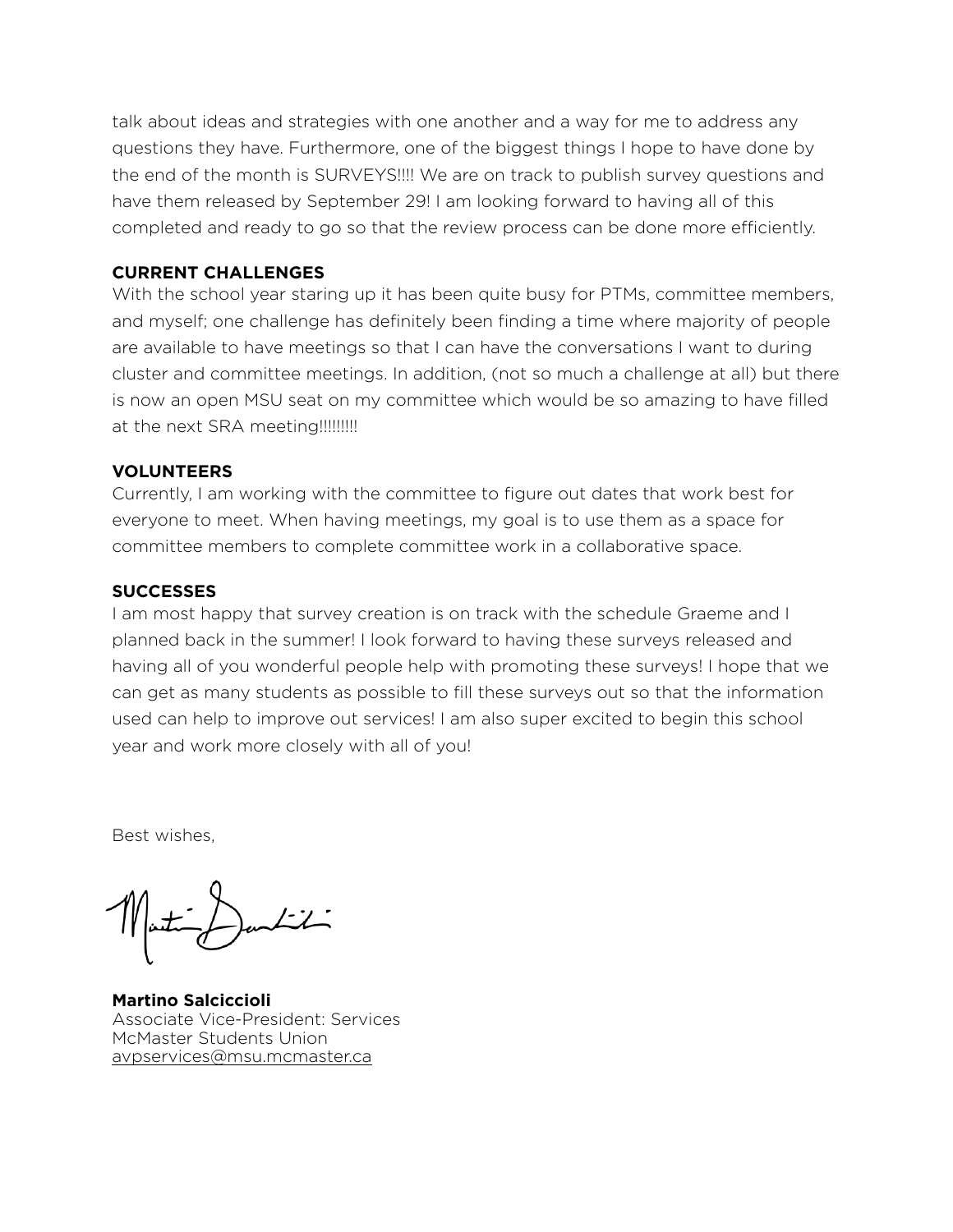talk about ideas and strategies with one another and a way for me to address any questions they have. Furthermore, one of the biggest things I hope to have done by the end of the month is SURVEYS!!!! We are on track to publish survey questions and have them released by September 29! I am looking forward to having all of this completed and ready to go so that the review process can be done more efficiently.

**CURRENT CHALLENGES**

With the school year staring up it has been quite busy for PTMs, committee members, and myself; one challenge has definitely been finding a time where majority of people are available to have meetings so that I can have the conversations I want to during cluster and committee meetings. In addition, (not so much a challenge at all) but there is now an open MSU seat on my committee which would be so amazing to have filled at the next SRA meeting!!!!!!!!!

**VOLUNTEERS**

Currently, I am working with the committee to figure out dates that work best for everyone to meet. When having meetings, my goal is to use them as a space for committee members to complete committee work in a collaborative space.

**SUCCESSES**

I am most happy that survey creation is on track with the schedule Graeme and I planned back in the summer! I look forward to having these surveys released and having all of you wonderful people help with promoting these surveys! I hope that we can get as many students as possible to fill these surveys out so that the information used can help to improve out services! I am also super excited to begin this school year and work more closely with all of you!

Best wishes,

**Martino Salciccioli**
Associate Vice-President: Services
McMaster Students Union
avpservices@msu.mcmaster.ca